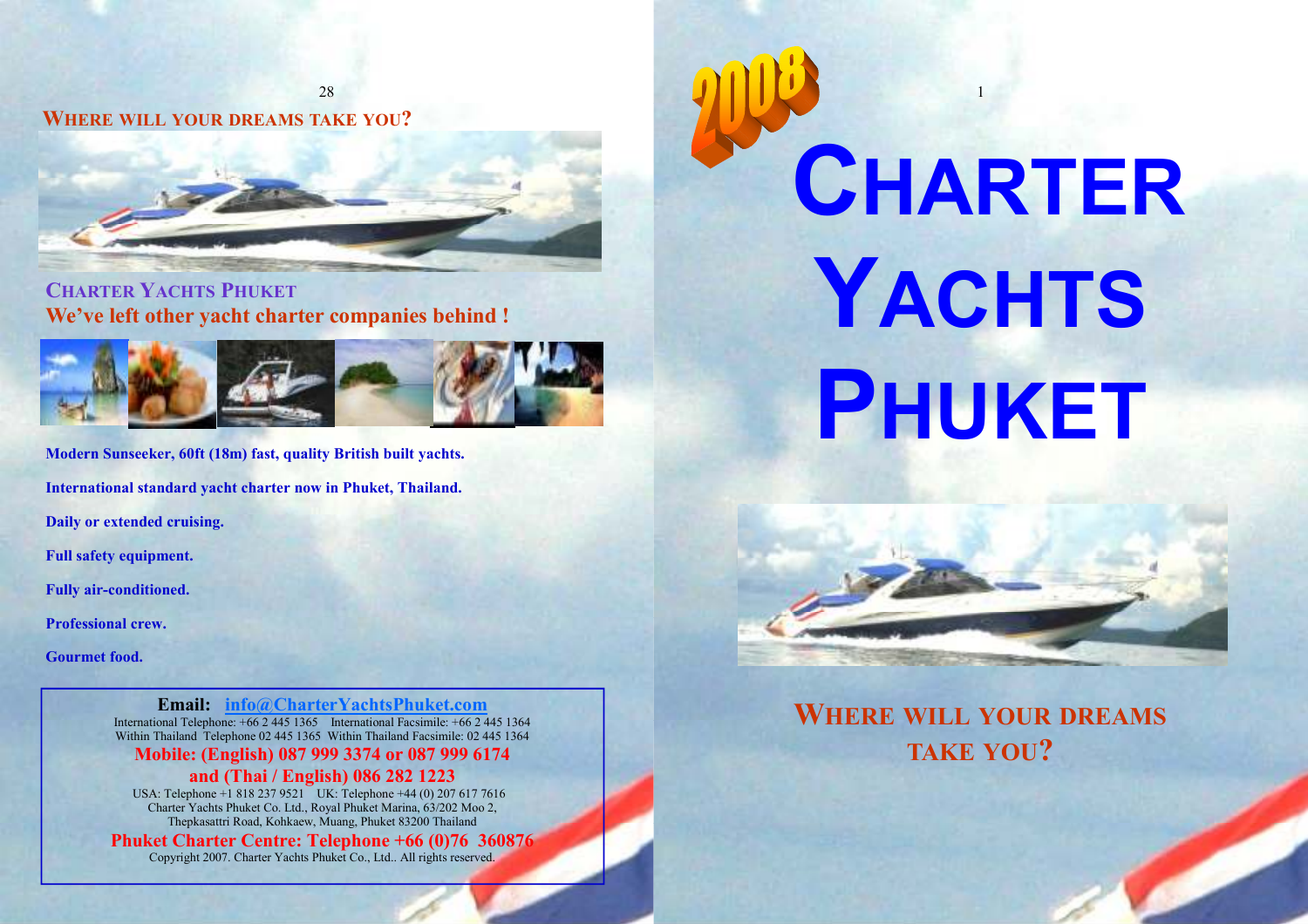## Where will your dreams take you?

### Charter Yachts Phuket

**We've left other yacht charter companies behind !**

**Modern Sunseeker, 60ft (18m) fast, quality British built yachts.**

**International standard yacht charter now in Phuket, Thailand.**

**Daily or extended cruising.**

**Full safety equipment.**

**Fully air-conditioned.**

**Professional crew.**

**Gourmet food.**

**Email: info@CharterYachtsPhuket.com**

International Telephone: +66 2 445 1365 International Facsimile: +66 2 445 1364

Within Thailand Telephone 02 445 1365 Within Thailand Facsimile: 02 445 1364

**Mobile: (English) 087 999 3374 or 087 999 6174**

**and (Thai / English) 086 282 1223**

USA: Telephone +1 818 237 9521 UK: Telephone +44 (0) 207 617 7616

Charter Yachts Phuket Co. Ltd., Royal Phuket Marina, 63/202 Moo 2, Thepkasattri Road, Kohkaew, Muang, Phuket 83200 Thailand

**Phuket Charter Centre: Telephone +66 (0)76 360876**

Copyright 2007. Charter Yachts Phuket Co., Ltd.. All rights reserved.

2008

# Charter Yachts Phuket

## Where will your dreams take you?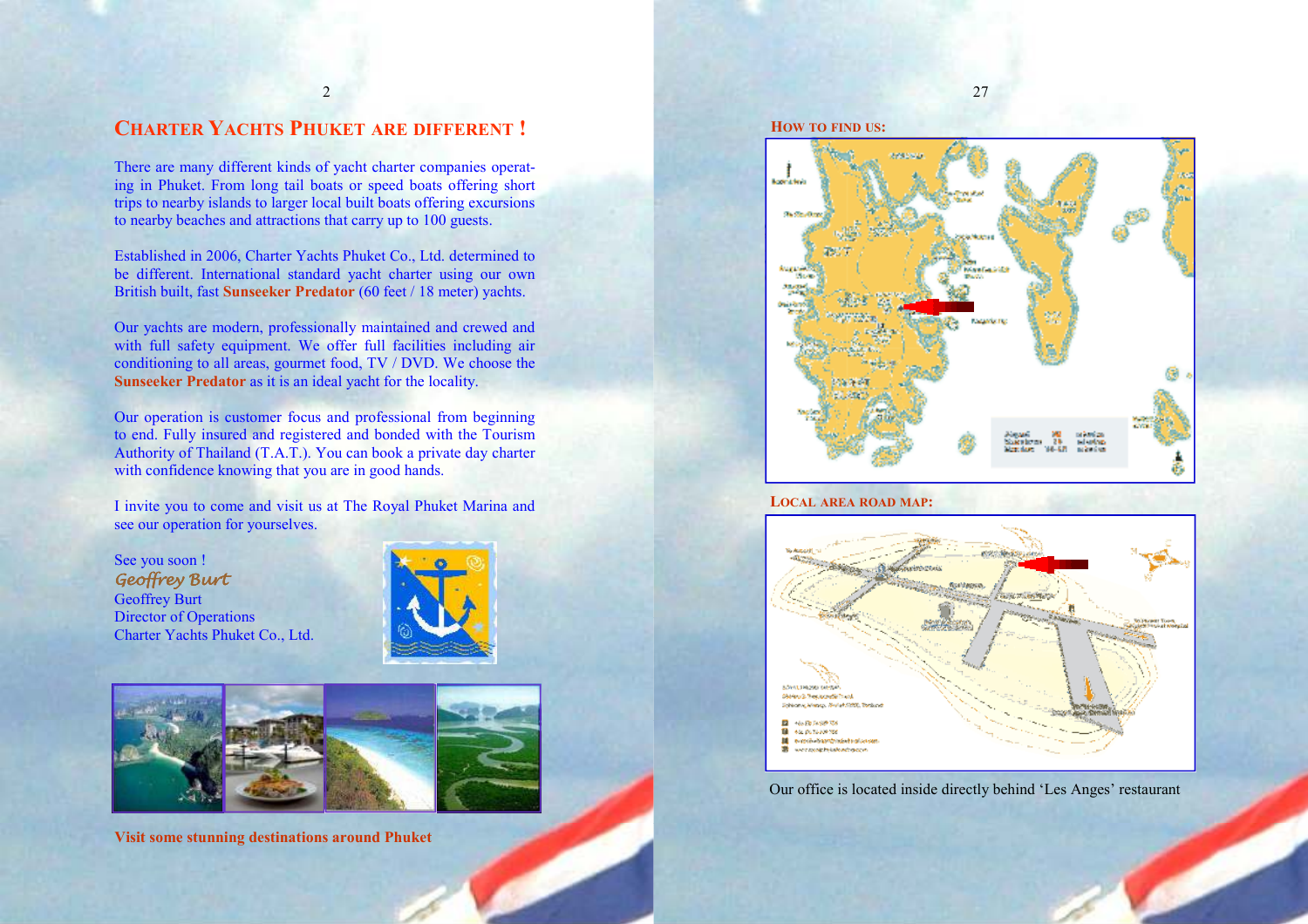# Charter Yachts Phuket are different !

There are many different kinds of yacht charter companies operating in Phuket. From long tail boats or speed boats offering short trips to nearby islands to larger local built boats offering excursions to nearby beaches and attractions that carry up to 100 guests.

Established in 2006, Charter Yachts Phuket Co., Ltd. determined to be different. International standard yacht charter using our own British built, fast **Sunseeker Predator** (60 feet / 18 meter) yachts.

Our yachts are modern, professionally maintained and crewed and with full safety equipment. We offer full facilities including air conditioning to all areas, gourmet food, TV / DVD. We choose the **Sunseeker Predator** as it is an ideal yacht for the locality.

Our operation is customer focus and professional from beginning to end. Fully insured and registered and bonded with the Tourism Authority of Thailand (T.A.T.). You can book a private day charter with confidence knowing that you are in good hands.

I invite you to come and visit us at The Royal Phuket Marina and see our operation for yourselves.

See you soon !
*Geoffrey Burt*
Geoffrey Burt
Director of Operations
Charter Yachts Phuket Co., Ltd.

**Visit some stunning destinations around Phuket**

## How to find us:

## Local area road map:

Our office is located inside directly behind 'Les Anges' restaurant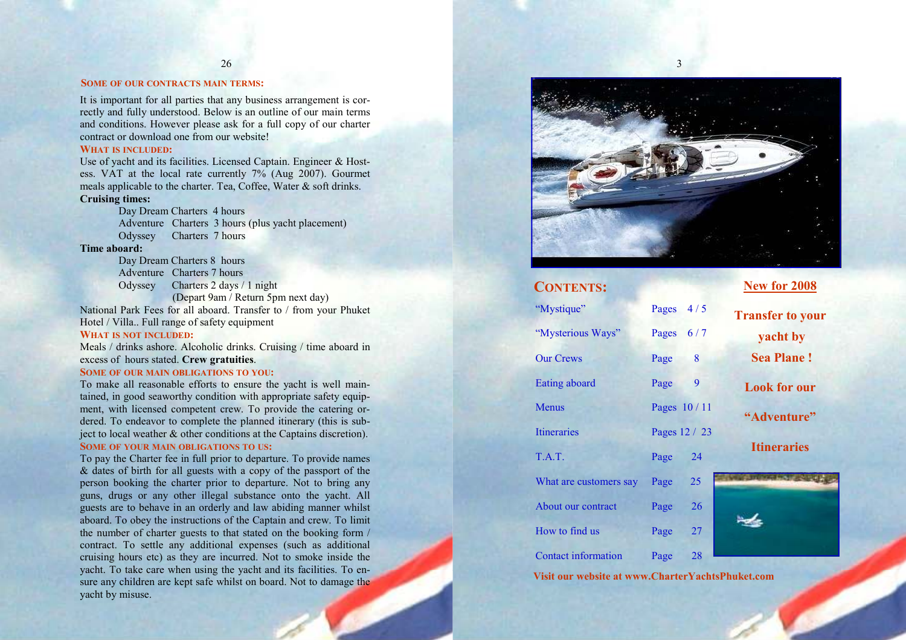## Some of our contracts main terms:

It is important for all parties that any business arrangement is correctly and fully understood. Below is an outline of our main terms and conditions. However please ask for a full copy of our charter contract or download one from our website!

### What is included:

Use of yacht and its facilities. Licensed Captain. Engineer & Hostess. VAT at the local rate currently 7% (Aug 2007). Gourmet meals applicable to the charter. Tea, Coffee, Water & soft drinks.

**Cruising times:**

Day Dream Charters 4 hours
Adventure Charters 3 hours (plus yacht placement)
Odyssey Charters 7 hours

**Time aboard:**

Day Dream Charters 8 hours
Adventure Charters 7 hours
Odyssey Charters 2 days / 1 night
(Depart 9am / Return 5pm next day)

National Park Fees for all aboard. Transfer to / from your Phuket Hotel / Villa.. Full range of safety equipment

### What is not included:

Meals / drinks ashore. Alcoholic drinks. Cruising / time aboard in excess of hours stated. **Crew gratuities**.

### Some of our main obligations to you:

To make all reasonable efforts to ensure the yacht is well maintained, in good seaworthy condition with appropriate safety equipment, with licensed competent crew. To provide the catering ordered. To endeavor to complete the planned itinerary (this is subject to local weather & other conditions at the Captains discretion).

### Some of your main obligations to us:

To pay the Charter fee in full prior to departure. To provide names & dates of birth for all guests with a copy of the passport of the person booking the charter prior to departure. Not to bring any guns, drugs or any other illegal substance onto the yacht. All guests are to behave in an orderly and law abiding manner whilst aboard. To obey the instructions of the Captain and crew. To limit the number of charter guests to that stated on the booking form / contract. To settle any additional expenses (such as additional cruising hours etc) as they are incurred. Not to smoke inside the yacht. To take care when using the yacht and its facilities. To ensure any children are kept safe whilst on board. Not to damage the yacht by misuse.

## Contents:

| | |
|---|---|
| "Mystique" | Pages 4 / 5 |
| "Mysterious Ways" | Pages 6 / 7 |
| Our Crews | Page 8 |
| Eating aboard | Page 9 |
| Menus | Pages 10 / 11 |
| Itineraries | Pages 12 / 23 |
| T.A.T. | Page 24 |
| What are customers say | Page 25 |
| About our contract | Page 26 |
| How to find us | Page 27 |
| Contact information | Page 28 |

## New for 2008

**Transfer to your yacht by Sea Plane !**

**Look for our "Adventure" Itineraries**

**Visit our website at www.CharterYachtsPhuket.com**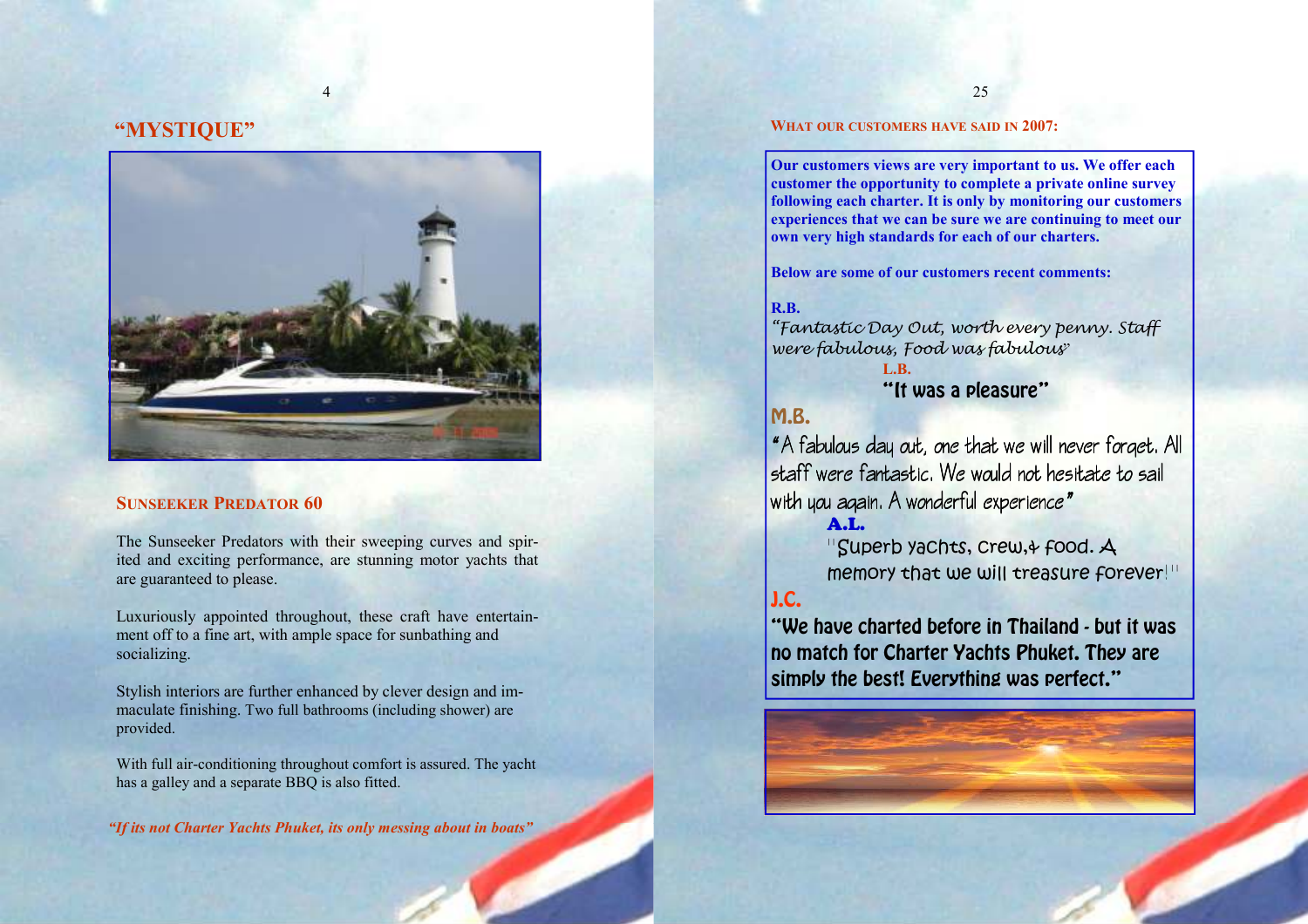## "MYSTIQUE"

### SUNSEEKER PREDATOR 60

The Sunseeker Predators with their sweeping curves and spirited and exciting performance, are stunning motor yachts that are guaranteed to please.

Luxuriously appointed throughout, these craft have entertainment off to a fine art, with ample space for sunbathing and socializing.

Stylish interiors are further enhanced by clever design and immaculate finishing. Two full bathrooms (including shower) are provided.

With full air-conditioning throughout comfort is assured. The yacht has a galley and a separate BBQ is also fitted.

*"If its not Charter Yachts Phuket, its only messing about in boats"*

### WHAT OUR CUSTOMERS HAVE SAID IN 2007:

**Our customers views are very important to us. We offer each customer the opportunity to complete a private online survey following each charter. It is only by monitoring our customers experiences that we can be sure we are continuing to meet our own very high standards for each of our charters.**

**Below are some of our customers recent comments:**

**R.B.**
*"Fantastic Day Out, worth every penny. Staff were fabulous, Food was fabulous"*

**L.B.**
"It was a pleasure"

**M.B.**
"A fabulous day out, one that we will never forget. All staff were fantastic. We would not hesitate to sail with you again. A wonderful experience"

**A.L.**
"Superb yachts, crew,+ food. A memory that we will treasure forever!"

**J.C.**
"We have charted before in Thailand - but it was no match for Charter Yachts Phuket. They are simply the best! Everything was perfect."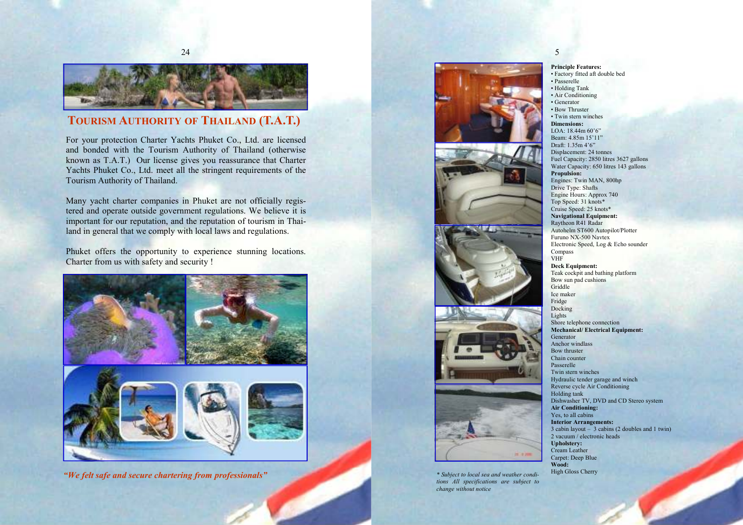## TOURISM AUTHORITY OF THAILAND (T.A.T.)

For your protection Charter Yachts Phuket Co., Ltd. are licensed and bonded with the Tourism Authority of Thailand (otherwise known as T.A.T.) Our license gives you reassurance that Charter Yachts Phuket Co., Ltd. meet all the stringent requirements of the Tourism Authority of Thailand.

Many yacht charter companies in Phuket are not officially registered and operate outside government regulations. We believe it is important for our reputation, and the reputation of tourism in Thailand in general that we comply with local laws and regulations.

Phuket offers the opportunity to experience stunning locations. Charter from us with safety and security !

*"We felt safe and secure chartering from professionals"*

**Principle Features:**
- Factory fitted aft double bed
- Passerelle
- Holding Tank
- Air Conditioning
- Generator
- Bow Thruster
- Twin stern winches

**Dimensions:**
LOA: 18.44m 60'6"
Beam: 4.85m 15'11"
Draft: 1.35m 4'6"
Displacement: 24 tonnes
Fuel Capacity: 2850 litres 3627 gallons
Water Capacity: 650 litres 143 gallons

**Propulsion:**
Engines: Twin MAN, 800hp
Drive Type: Shafts
Engine Hours: Approx 740
Top Speed: 31 knots*
Cruise Speed: 25 knots*

**Navigational Equipment:**
Raytheon R41 Radar
Autohelm ST600 Autopilot/Plotter
Furuno NX-500 Navtex
Electronic Speed, Log & Echo sounder
Compass
VHF

**Deck Equipment:**
Teak cockpit and bathing platform
Bow sun pad cushions
Griddle
Ice maker
Fridge
Docking
Lights
Shore telephone connection

**Mechanical/ Electrical Equipment:**
Generator
Anchor windlass
Bow thruster
Chain counter
Passerelle
Twin stern winches
Hydraulic tender garage and winch
Reverse cycle Air Conditioning
Holding tank
Dishwasher TV, DVD and CD Stereo system

**Air Conditioning:**
Yes, to all cabins

**Interior Arrangements:**
3 cabin layout – 3 cabins (2 doubles and 1 twin)
2 vacuum / electronic heads

**Upholstery:**
Cream Leather
Carpet: Deep Blue

**Wood:**
High Gloss Cherry

*\* Subject to local sea and weather conditions All specifications are subject to change without notice*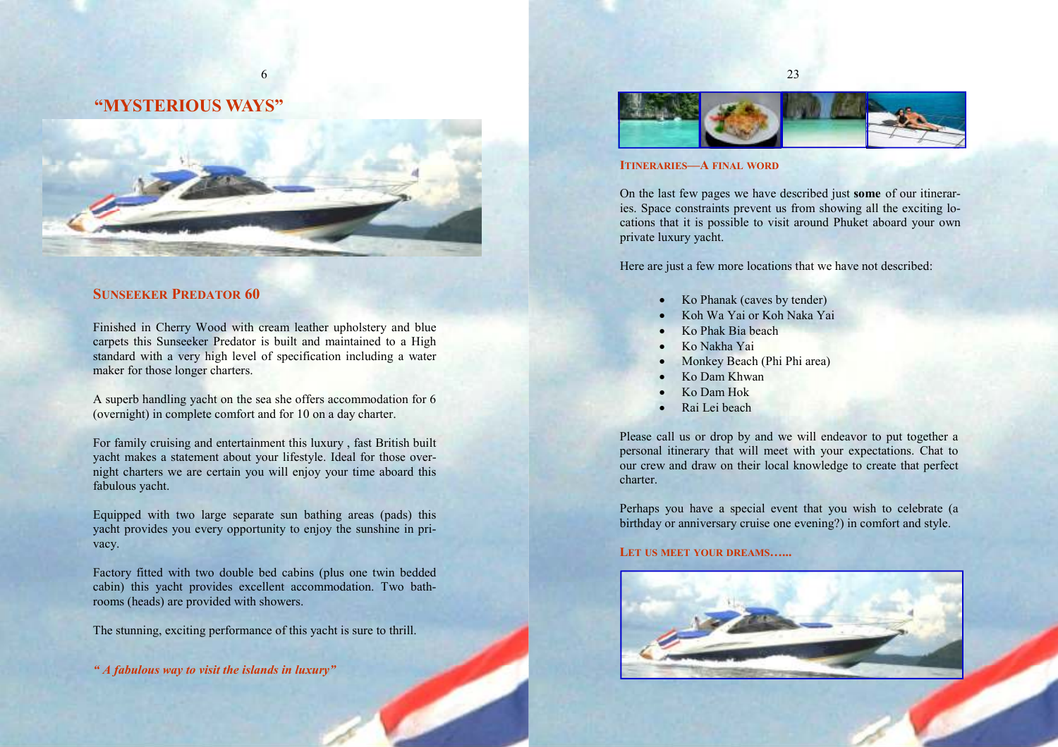# "MYSTERIOUS WAYS"

## SUNSEEKER PREDATOR 60

Finished in Cherry Wood with cream leather upholstery and blue carpets this Sunseeker Predator is built and maintained to a High standard with a very high level of specification including a water maker for those longer charters.

A superb handling yacht on the sea she offers accommodation for 6 (overnight) in complete comfort and for 10 on a day charter.

For family cruising and entertainment this luxury , fast British built yacht makes a statement about your lifestyle. Ideal for those overnight charters we are certain you will enjoy your time aboard this fabulous yacht.

Equipped with two large separate sun bathing areas (pads) this yacht provides you every opportunity to enjoy the sunshine in privacy.

Factory fitted with two double bed cabins (plus one twin bedded cabin) this yacht provides excellent accommodation. Two bathrooms (heads) are provided with showers.

The stunning, exciting performance of this yacht is sure to thrill.

*" A fabulous way to visit the islands in luxury"*

## ITINERARIES—A FINAL WORD

On the last few pages we have described just **some** of our itineraries. Space constraints prevent us from showing all the exciting locations that it is possible to visit around Phuket aboard your own private luxury yacht.

Here are just a few more locations that we have not described:

- Ko Phanak (caves by tender)
- Koh Wa Yai or Koh Naka Yai
- Ko Phak Bia beach
- Ko Nakha Yai
- Monkey Beach (Phi Phi area)
- Ko Dam Khwan
- Ko Dam Hok
- Rai Lei beach

Please call us or drop by and we will endeavor to put together a personal itinerary that will meet with your expectations. Chat to our crew and draw on their local knowledge to create that perfect charter.

Perhaps you have a special event that you wish to celebrate (a birthday or anniversary cruise one evening?) in comfort and style.

### LET US MEET YOUR DREAMS…...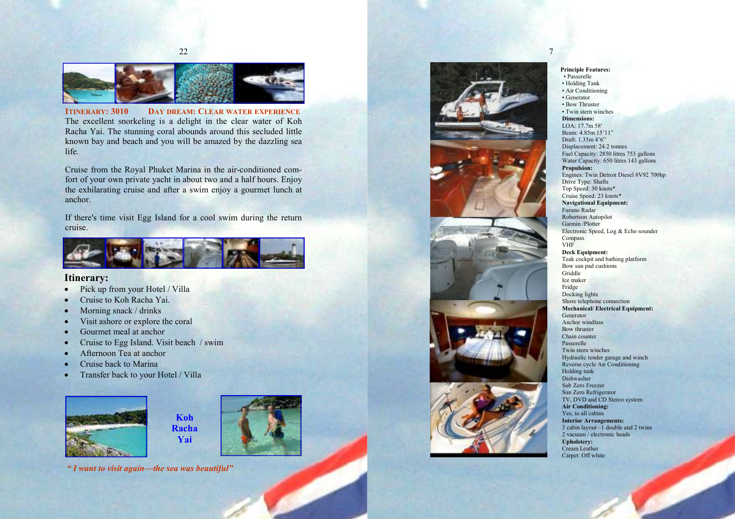**Itinerary: 3010** **Day Dream: Clear Water Experience**

The excellent snorkeling is a delight in the clear water of Koh Racha Yai. The stunning coral abounds around this secluded little known bay and beach and you will be amazed by the dazzling sea life.

Cruise from the Royal Phuket Marina in the air-conditioned comfort of your own private yacht in about two and a half hours. Enjoy the exhilarating cruise and after a swim enjoy a gourmet lunch at anchor.

If there's time visit Egg Island for a cool swim during the return cruise.

## Itinerary:

- Pick up from your Hotel / Villa
- Cruise to Koh Racha Yai.
- Morning snack / drinks
- Visit ashore or explore the coral
- Gourmet meal at anchor
- Cruise to Egg Island. Visit beach / swim
- Afternoon Tea at anchor
- Cruise back to Marina
- Transfer back to your Hotel / Villa

**Koh Racha Yai**

*" I want to visit again—the sea was beautiful"*

**Principle Features:**
- Passerelle
- Holding Tank
- Air Conditioning
- Generator
- Bow Thruster
- Twin stern winches

**Dimensions:**
LOA: 17.7m 58'
Beam: 4.85m 15'11"
Draft: 1.35m 4'6"
Displacement: 24.2 tonnes
Fuel Capacity: 2850 litres 753 gallons
Water Capacity: 650 litres 143 gallons

**Propulsion:**
Engines: Twin Detroit Diesel 8V92 700hp
Drive Type: Shafts
Top Speed: 30 knots*
Cruise Speed: 23 knots*

**Navigational Equipment:**
Furuno Radar
Robertson Autopilot
Garmin /Plotter
Electronic Speed, Log & Echo sounder
Compass
VHF

**Deck Equipment:**
Teak cockpit and bathing platform
Bow sun pad cushions
Griddle
Ice maker
Fridge
Docking lights
Shore telephone connection

**Mechanical/ Electrical Equipment:**
Generator
Anchor windlass
Bow thruster
Chain counter
Passerelle
Twin stern winches
Hydraulic tender garage and winch
Reverse cycle Air Conditioning
Holding tank
Dishwasher
Sub Zero Freezer
Sun Zero Refrigerator
TV, DVD and CD Stereo system

**Air Conditioning:**
Yes, to all cabins

**Interior Arrangements:**
3 cabin layout –1 double and 2 twins
2 vacuum / electronic heads

**Upholstery:**
Cream Leather
Carpet: Off white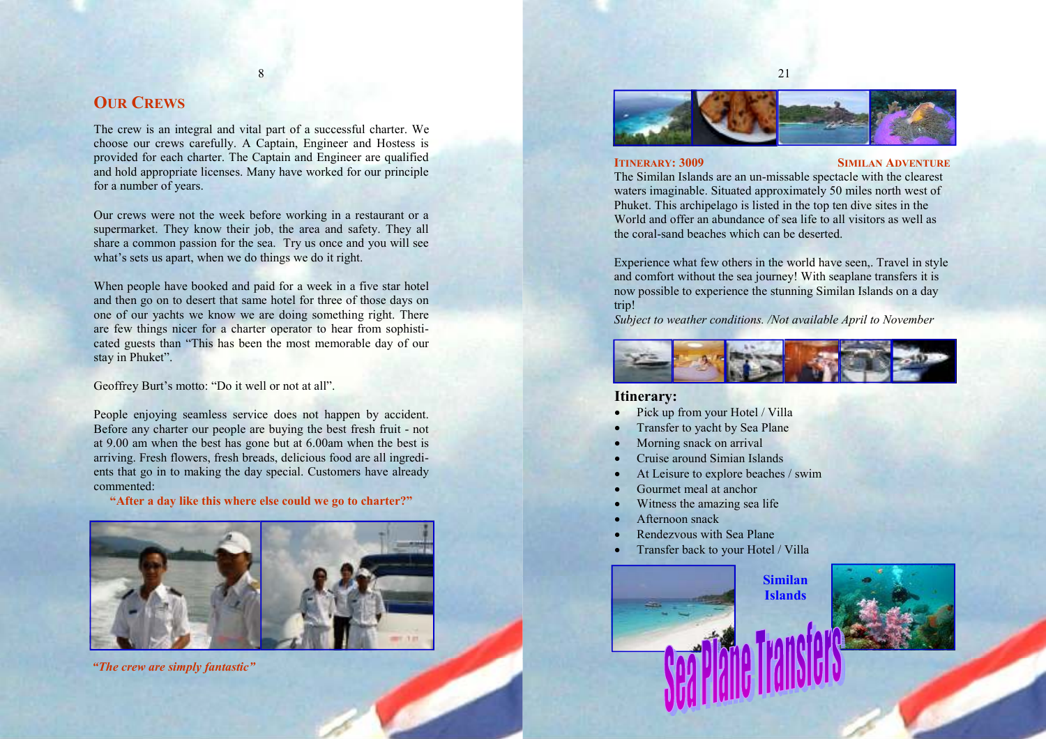## Our Crews

The crew is an integral and vital part of a successful charter. We choose our crews carefully. A Captain, Engineer and Hostess is provided for each charter. The Captain and Engineer are qualified and hold appropriate licenses. Many have worked for our principle for a number of years.

Our crews were not the week before working in a restaurant or a supermarket. They know their job, the area and safety. They all share a common passion for the sea. Try us once and you will see what's sets us apart, when we do things we do it right.

When people have booked and paid for a week in a five star hotel and then go on to desert that same hotel for three of those days on one of our yachts we know we are doing something right. There are few things nicer for a charter operator to hear from sophisticated guests than "This has been the most memorable day of our stay in Phuket".

Geoffrey Burt's motto: "Do it well or not at all".

People enjoying seamless service does not happen by accident. Before any charter our people are buying the best fresh fruit - not at 9.00 am when the best has gone but at 6.00am when the best is arriving. Fresh flowers, fresh breads, delicious food are all ingredients that go in to making the day special. Customers have already commented:

**"After a day like this where else could we go to charter?"**

*"The crew are simply fantastic"*

## Itinerary: 3009 — Similan Adventure

The Similan Islands are an un-missable spectacle with the clearest waters imaginable. Situated approximately 50 miles north west of Phuket. This archipelago is listed in the top ten dive sites in the World and offer an abundance of sea life to all visitors as well as the coral-sand beaches which can be deserted.

Experience what few others in the world have seen,. Travel in style and comfort without the sea journey! With seaplane transfers it is now possible to experience the stunning Similan Islands on a day trip!

*Subject to weather conditions. /Not available April to November*

### Itinerary:

- Pick up from your Hotel / Villa
- Transfer to yacht by Sea Plane
- Morning snack on arrival
- Cruise around Simian Islands
- At Leisure to explore beaches / swim
- Gourmet meal at anchor
- Witness the amazing sea life
- Afternoon snack
- Rendezvous with Sea Plane
- Transfer back to your Hotel / Villa

**Similan Islands**

**Sea Plane Transfers**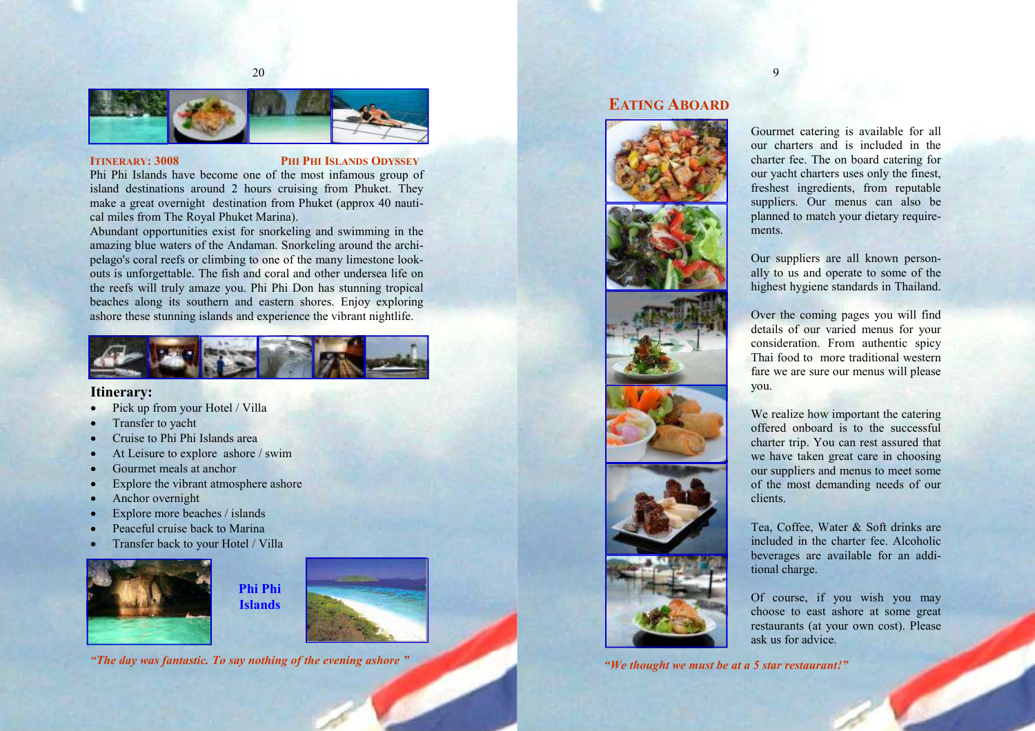## Itinerary: 3008 — Phi Phi Islands Odyssey

Phi Phi Islands have become one of the most infamous group of island destinations around 2 hours cruising from Phuket. They make a great overnight destination from Phuket (approx 40 nautical miles from The Royal Phuket Marina).

Abundant opportunities exist for snorkeling and swimming in the amazing blue waters of the Andaman. Snorkeling around the archipelago's coral reefs or climbing to one of the many limestone lookouts is unforgettable. The fish and coral and other undersea life on the reefs will truly amaze you. Phi Phi Don has stunning tropical beaches along its southern and eastern shores. Enjoy exploring ashore these stunning islands and experience the vibrant nightlife.

### Itinerary:

- Pick up from your Hotel / Villa
- Transfer to yacht
- Cruise to Phi Phi Islands area
- At Leisure to explore ashore / swim
- Gourmet meals at anchor
- Explore the vibrant atmosphere ashore
- Anchor overnight
- Explore more beaches / islands
- Peaceful cruise back to Marina
- Transfer back to your Hotel / Villa

**Phi Phi Islands**

*"The day was fantastic. To say nothing of the evening ashore "*

## Eating Aboard

Gourmet catering is available for all our charters and is included in the charter fee. The on board catering for our yacht charters uses only the finest, freshest ingredients, from reputable suppliers. Our menus can also be planned to match your dietary requirements.

Our suppliers are all known personally to us and operate to some of the highest hygiene standards in Thailand.

Over the coming pages you will find details of our varied menus for your consideration. From authentic spicy Thai food to more traditional western fare we are sure our menus will please you.

We realize how important the catering offered onboard is to the successful charter trip. You can rest assured that we have taken great care in choosing our suppliers and menus to meet some of the most demanding needs of our clients.

Tea, Coffee, Water & Soft drinks are included in the charter fee. Alcoholic beverages are available for an additional charge.

Of course, if you wish you may choose to east ashore at some great restaurants (at your own cost). Please ask us for advice.

*"We thought we must be at a 5 star restaurant!"*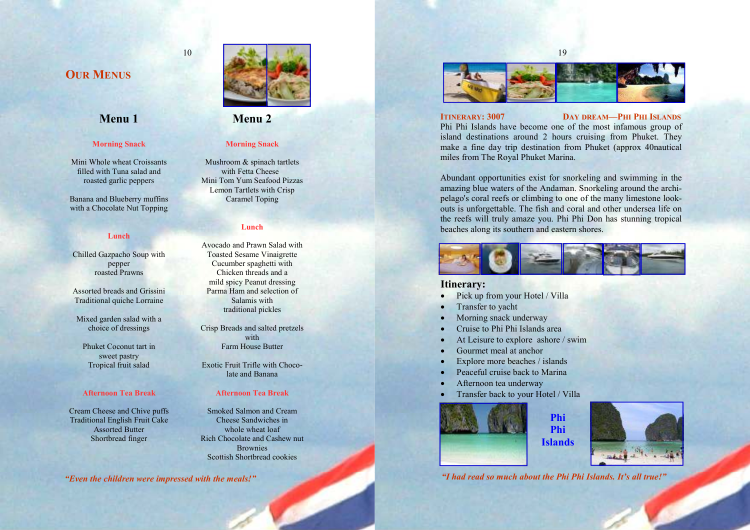## Our Menus

### Menu 1

**Morning Snack**

Mini Whole wheat Croissants filled with Tuna salad and roasted garlic peppers

Banana and Blueberry muffins with a Chocolate Nut Topping

**Lunch**

Chilled Gazpacho Soup with pepper
roasted Prawns

Assorted breads and Grissini
Traditional quiche Lorraine

Mixed garden salad with a choice of dressings

Phuket Coconut tart in sweet pastry
Tropical fruit salad

**Afternoon Tea Break**

Cream Cheese and Chive puffs
Traditional English Fruit Cake
Assorted Butter
Shortbread finger

### Menu 2

**Morning Snack**

Mushroom & spinach tartlets with Fetta Cheese
Mini Tom Yum Seafood Pizzas
Lemon Tartlets with Crisp Caramel Toping

**Lunch**

Avocado and Prawn Salad with Toasted Sesame Vinaigrette
Cucumber spaghetti with Chicken threads and a mild spicy Peanut dressing
Parma Ham and selection of Salamis with traditional pickles

Crisp Breads and salted pretzels with
Farm House Butter

Exotic Fruit Trifle with Chocolate and Banana

**Afternoon Tea Break**

Smoked Salmon and Cream Cheese Sandwiches in whole wheat loaf
Rich Chocolate and Cashew nut Brownies
Scottish Shortbread cookies

*"Even the children were impressed with the meals!"*

## Itinerary: 3007 — Day Dream—Phi Phi Islands

Phi Phi Islands have become one of the most infamous group of island destinations around 2 hours cruising from Phuket. They make a fine day trip destination from Phuket (approx 40nautical miles from The Royal Phuket Marina.

Abundant opportunities exist for snorkeling and swimming in the amazing blue waters of the Andaman. Snorkeling around the archipelago's coral reefs or climbing to one of the many limestone lookouts is unforgettable. The fish and coral and other undersea life on the reefs will truly amaze you. Phi Phi Don has stunning tropical beaches along its southern and eastern shores.

### Itinerary:

- Pick up from your Hotel / Villa
- Transfer to yacht
- Morning snack underway
- Cruise to Phi Phi Islands area
- At Leisure to explore ashore / swim
- Gourmet meal at anchor
- Explore more beaches / islands
- Peaceful cruise back to Marina
- Afternoon tea underway
- Transfer back to your Hotel / Villa

**Phi Phi Islands**

*"I had read so much about the Phi Phi Islands. It's all true!"*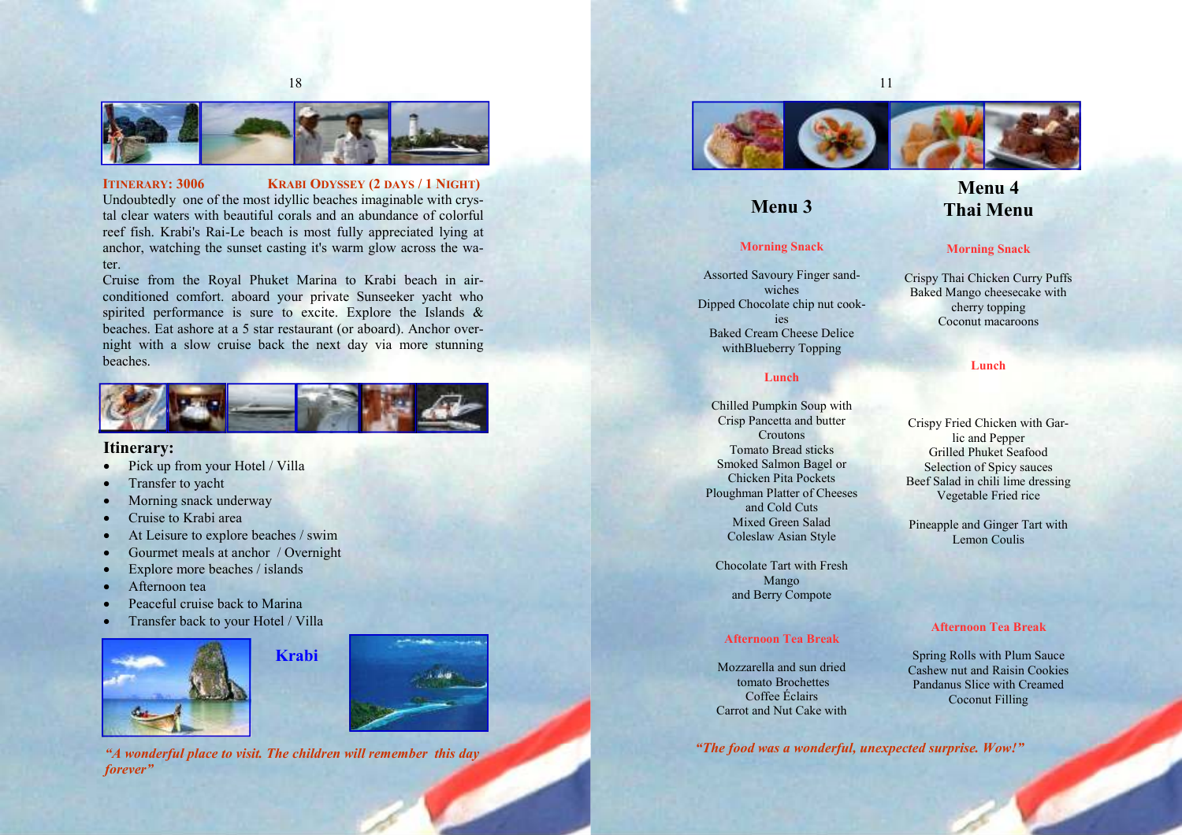**ITINERARY: 3006** **KRABI ODYSSEY (2 DAYS / 1 NIGHT)**

Undoubtedly one of the most idyllic beaches imaginable with crystal clear waters with beautiful corals and an abundance of colorful reef fish. Krabi's Rai-Le beach is most fully appreciated lying at anchor, watching the sunset casting it's warm glow across the water.

Cruise from the Royal Phuket Marina to Krabi beach in air-conditioned comfort. aboard your private Sunseeker yacht who spirited performance is sure to excite. Explore the Islands & beaches. Eat ashore at a 5 star restaurant (or aboard). Anchor overnight with a slow cruise back the next day via more stunning beaches.

## Itinerary:

- Pick up from your Hotel / Villa
- Transfer to yacht
- Morning snack underway
- Cruise to Krabi area
- At Leisure to explore beaches / swim
- Gourmet meals at anchor / Overnight
- Explore more beaches / islands
- Afternoon tea
- Peaceful cruise back to Marina
- Transfer back to your Hotel / Villa

**Krabi**

*"A wonderful place to visit. The children will remember this day forever"*

## Menu 3

**Morning Snack**

Assorted Savoury Finger sandwiches
Dipped Chocolate chip nut cookies
Baked Cream Cheese Delice withBlueberry Topping

**Lunch**

Chilled Pumpkin Soup with Crisp Pancetta and butter Croutons
Tomato Bread sticks
Smoked Salmon Bagel or Chicken Pita Pockets
Ploughman Platter of Cheeses and Cold Cuts
Mixed Green Salad
Coleslaw Asian Style

Chocolate Tart with Fresh Mango and Berry Compote

**Afternoon Tea Break**

Mozzarella and sun dried tomato Brochettes
Coffee Éclairs
Carrot and Nut Cake with

## Menu 4
## Thai Menu

**Morning Snack**

Crispy Thai Chicken Curry Puffs
Baked Mango cheesecake with cherry topping
Coconut macaroons

**Lunch**

Crispy Fried Chicken with Garlic and Pepper
Grilled Phuket Seafood
Selection of Spicy sauces
Beef Salad in chili lime dressing
Vegetable Fried rice

Pineapple and Ginger Tart with Lemon Coulis

**Afternoon Tea Break**

Spring Rolls with Plum Sauce
Cashew nut and Raisin Cookies
Pandanus Slice with Creamed Coconut Filling

*"The food was a wonderful, unexpected surprise. Wow!"*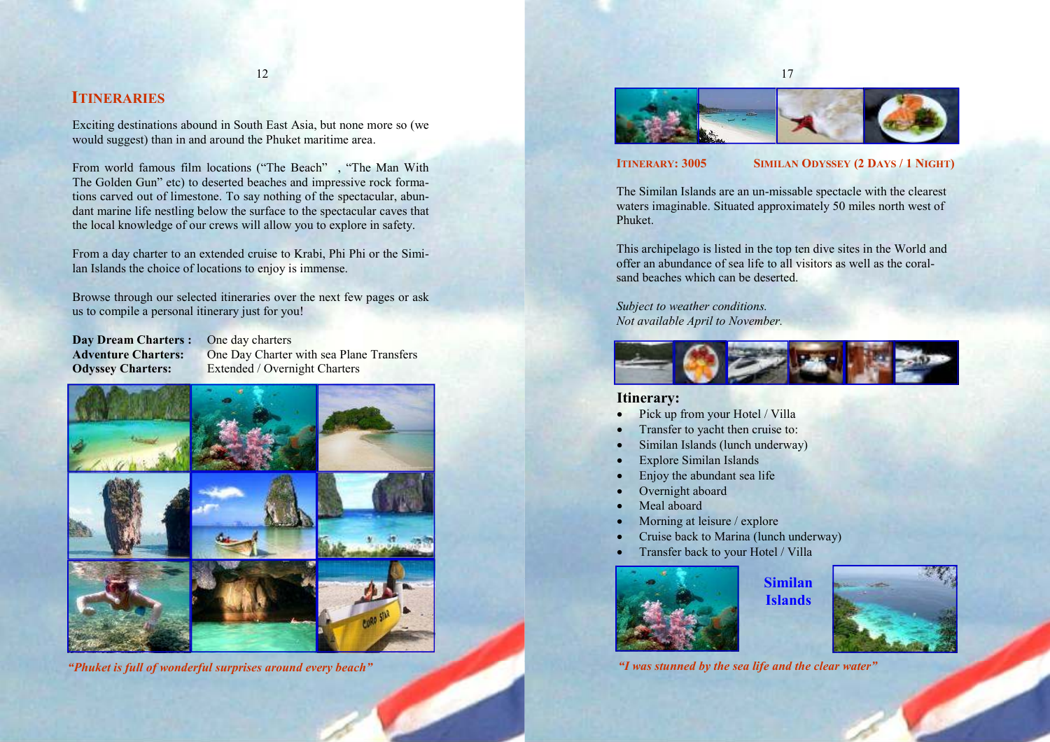## ITINERARIES

Exciting destinations abound in South East Asia, but none more so (we would suggest) than in and around the Phuket maritime area.

From world famous film locations (“The Beach” , “The Man With The Golden Gun” etc) to deserted beaches and impressive rock formations carved out of limestone. To say nothing of the spectacular, abundant marine life nestling below the surface to the spectacular caves that the local knowledge of our crews will allow you to explore in safety.

From a day charter to an extended cruise to Krabi, Phi Phi or the Similan Islands the choice of locations to enjoy is immense.

Browse through our selected itineraries over the next few pages or ask us to compile a personal itinerary just for you!

| | |
|---|---|
| **Day Dream Charters :** | One day charters |
| **Adventure Charters:** | One Day Charter with sea Plane Transfers |
| **Odyssey Charters:** | Extended / Overnight Charters |

*“Phuket is full of wonderful surprises around every beach”*

## ITINERARY: 3005 — SIMILAN ODYSSEY (2 DAYS / 1 NIGHT)

The Similan Islands are an un-missable spectacle with the clearest waters imaginable. Situated approximately 50 miles north west of Phuket.

This archipelago is listed in the top ten dive sites in the World and offer an abundance of sea life to all visitors as well as the coral-sand beaches which can be deserted.

*Subject to weather conditions.*
*Not available April to November.*

### Itinerary:

- Pick up from your Hotel / Villa
- Transfer to yacht then cruise to:
- Similan Islands (lunch underway)
- Explore Similan Islands
- Enjoy the abundant sea life
- Overnight aboard
- Meal aboard
- Morning at leisure / explore
- Cruise back to Marina (lunch underway)
- Transfer back to your Hotel / Villa

**Similan Islands**

*“I was stunned by the sea life and the clear water”*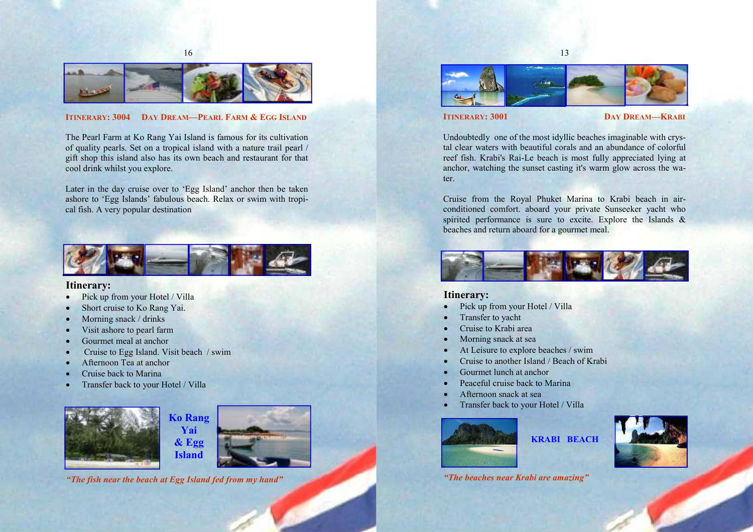## ITINERARY: 3004 DAY DREAM—PEARL FARM & EGG ISLAND

The Pearl Farm at Ko Rang Yai Island is famous for its cultivation of quality pearls. Set on a tropical island with a nature trail pearl / gift shop this island also has its own beach and restaurant for that cool drink whilst you explore.

Later in the day cruise over to 'Egg Island' anchor then be taken ashore to 'Egg Islands' fabulous beach. Relax or swim with tropical fish. A very popular destination

### Itinerary:

- Pick up from your Hotel / Villa
- Short cruise to Ko Rang Yai.
- Morning snack / drinks
- Visit ashore to pearl farm
- Gourmet meal at anchor
- Cruise to Egg Island. Visit beach / swim
- Afternoon Tea at anchor
- Cruise back to Marina
- Transfer back to your Hotel / Villa

**Ko Rang Yai & Egg Island**

*"The fish near the beach at Egg Island fed from my hand"*

## ITINERARY: 3001 DAY DREAM—KRABI

Undoubtedly one of the most idyllic beaches imaginable with crystal clear waters with beautiful corals and an abundance of colorful reef fish. Krabi's Rai-Le beach is most fully appreciated lying at anchor, watching the sunset casting it's warm glow across the water.

Cruise from the Royal Phuket Marina to Krabi beach in air-conditioned comfort. aboard your private Sunseeker yacht who spirited performance is sure to excite. Explore the Islands & beaches and return aboard for a gourmet meal.

### Itinerary:

- Pick up from your Hotel / Villa
- Transfer to yacht
- Cruise to Krabi area
- Morning snack at sea
- At Leisure to explore beaches / swim
- Cruise to another Island / Beach of Krabi
- Gourmet lunch at anchor
- Peaceful cruise back to Marina
- Afternoon snack at sea
- Transfer back to your Hotel / Villa

**KRABI BEACH**

*"The beaches near Krabi are amazing"*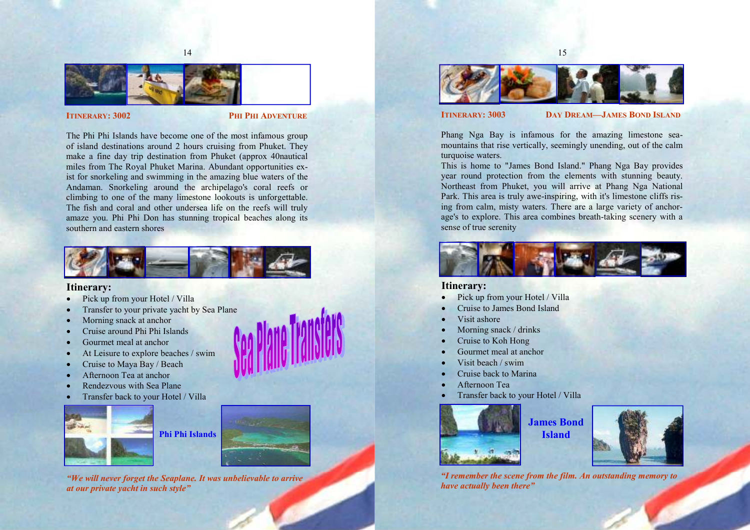## ITINERARY: 3002 — PHI PHI ADVENTURE

The Phi Phi Islands have become one of the most infamous group of island destinations around 2 hours cruising from Phuket. They make a fine day trip destination from Phuket (approx 40nautical miles from The Royal Phuket Marina. Abundant opportunities exist for snorkeling and swimming in the amazing blue waters of the Andaman. Snorkeling around the archipelago's coral reefs or climbing to one of the many limestone lookouts is unforgettable. The fish and coral and other undersea life on the reefs will truly amaze you. Phi Phi Don has stunning tropical beaches along its southern and eastern shores

### Itinerary:

- Pick up from your Hotel / Villa
- Transfer to your private yacht by Sea Plane
- Morning snack at anchor
- Cruise around Phi Phi Islands
- Gourmet meal at anchor
- At Leisure to explore beaches / swim
- Cruise to Maya Bay / Beach
- Afternoon Tea at anchor
- Rendezvous with Sea Plane
- Transfer back to your Hotel / Villa

Sea Plane Transfers

**Phi Phi Islands**

*"We will never forget the Seaplane. It was unbelievable to arrive at our private yacht in such style"*

## ITINERARY: 3003 — DAY DREAM—JAMES BOND ISLAND

Phang Nga Bay is infamous for the amazing limestone sea-mountains that rise vertically, seemingly unending, out of the calm turquoise waters.

This is home to "James Bond Island." Phang Nga Bay provides year round protection from the elements with stunning beauty. Northeast from Phuket, you will arrive at Phang Nga National Park. This area is truly awe-inspiring, with it's limestone cliffs rising from calm, misty waters. There are a large variety of anchorage's to explore. This area combines breath-taking scenery with a sense of true serenity

### Itinerary:

- Pick up from your Hotel / Villa
- Cruise to James Bond Island
- Visit ashore
- Morning snack / drinks
- Cruise to Koh Hong
- Gourmet meal at anchor
- Visit beach / swim
- Cruise back to Marina
- Afternoon Tea
- Transfer back to your Hotel / Villa

**James Bond Island**

*"I remember the scene from the film. An outstanding memory to have actually been there"*